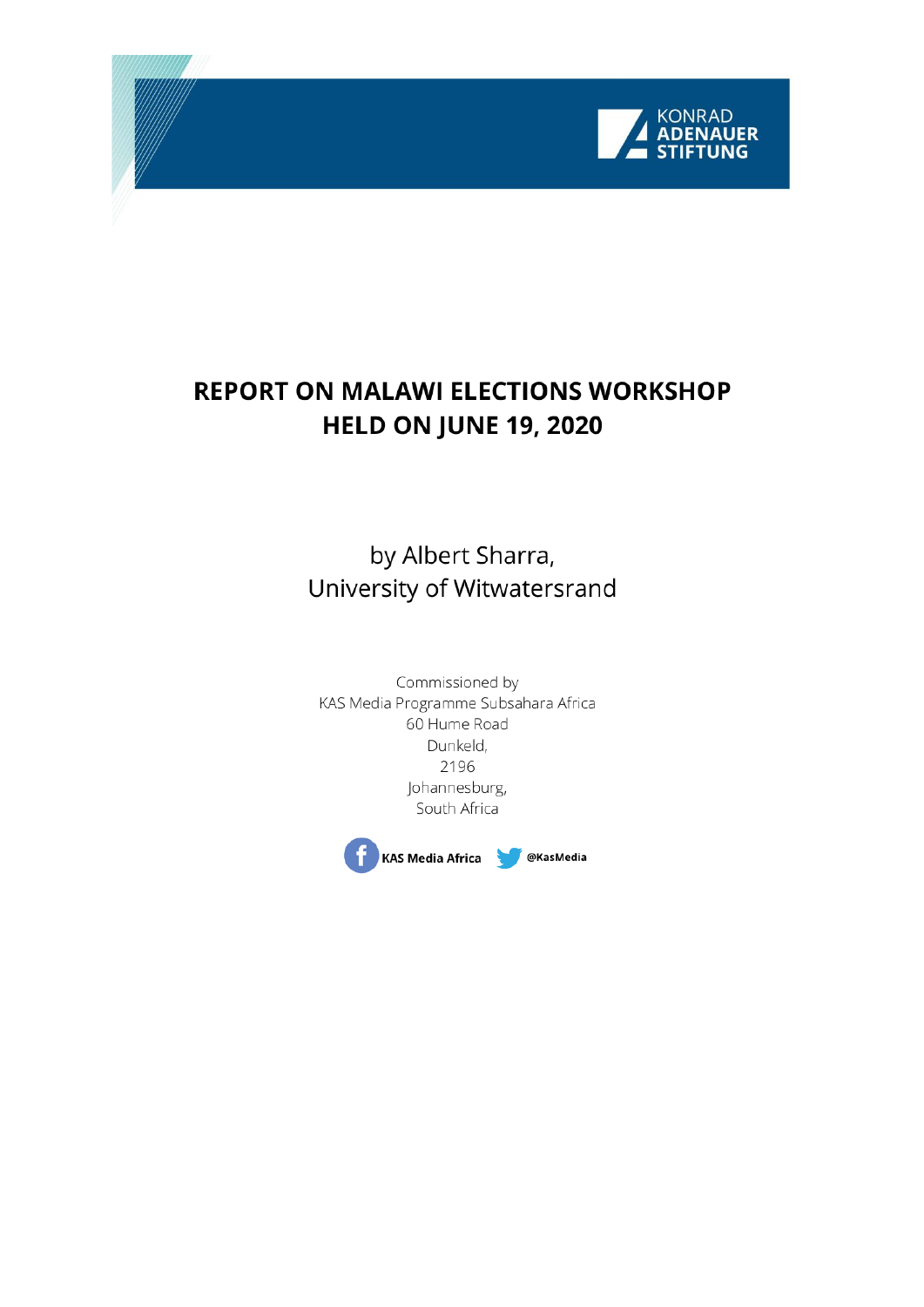KONRAD ADENAUER STIFTUNG

# REPORT ON MALAWI ELECTIONS WORKSHOP HELD ON JUNE 19, 2020

by Albert Sharra,
University of Witwatersrand

Commissioned by
KAS Media Programme Subsahara Africa
60 Hume Road
Dunkeld,
2196
Johannesburg,
South Africa

KAS Media Africa @KasMedia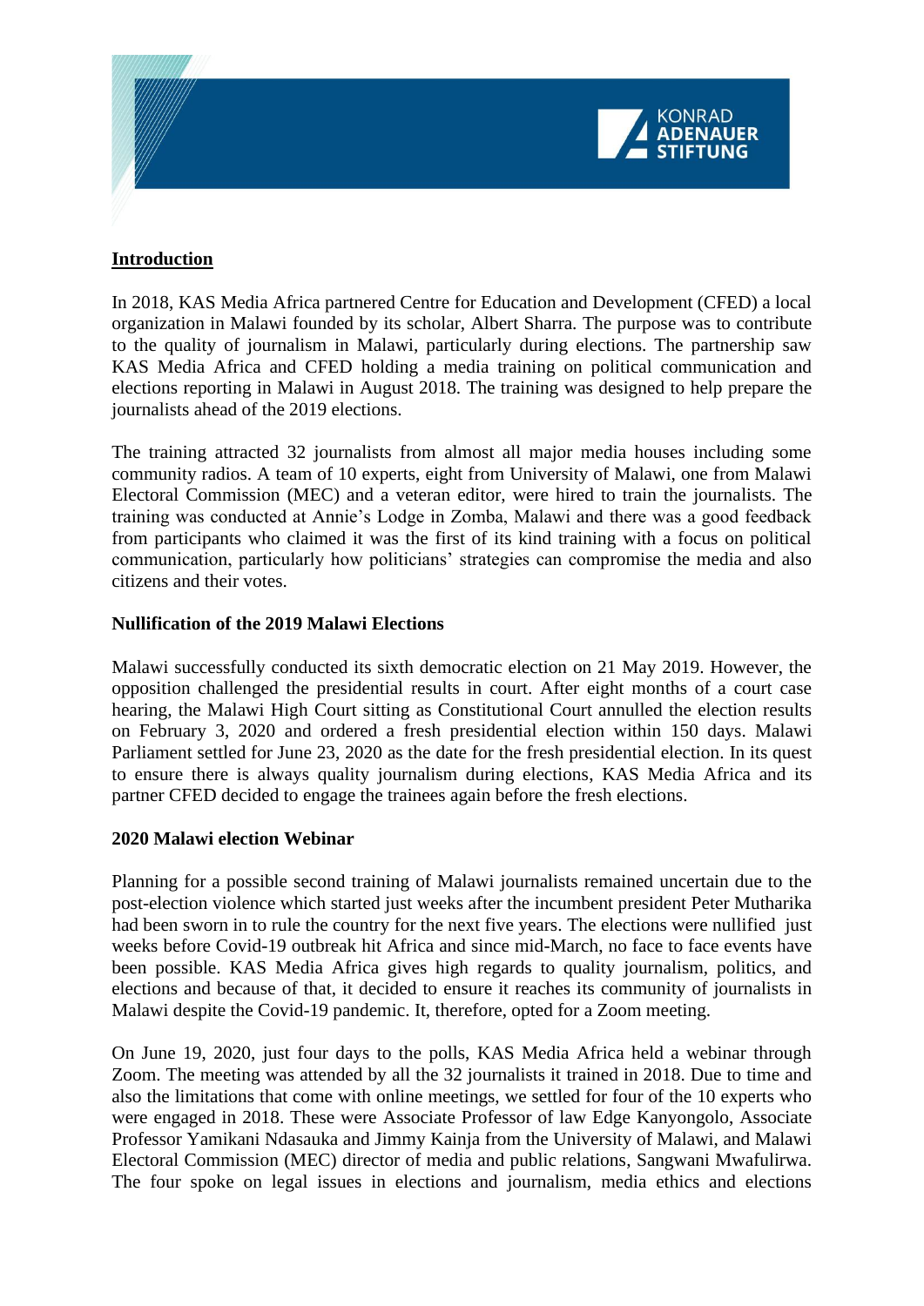## Introduction

In 2018, KAS Media Africa partnered Centre for Education and Development (CFED) a local organization in Malawi founded by its scholar, Albert Sharra. The purpose was to contribute to the quality of journalism in Malawi, particularly during elections. The partnership saw KAS Media Africa and CFED holding a media training on political communication and elections reporting in Malawi in August 2018. The training was designed to help prepare the journalists ahead of the 2019 elections.

The training attracted 32 journalists from almost all major media houses including some community radios. A team of 10 experts, eight from University of Malawi, one from Malawi Electoral Commission (MEC) and a veteran editor, were hired to train the journalists. The training was conducted at Annie's Lodge in Zomba, Malawi and there was a good feedback from participants who claimed it was the first of its kind training with a focus on political communication, particularly how politicians' strategies can compromise the media and also citizens and their votes.

### Nullification of the 2019 Malawi Elections

Malawi successfully conducted its sixth democratic election on 21 May 2019. However, the opposition challenged the presidential results in court. After eight months of a court case hearing, the Malawi High Court sitting as Constitutional Court annulled the election results on February 3, 2020 and ordered a fresh presidential election within 150 days. Malawi Parliament settled for June 23, 2020 as the date for the fresh presidential election. In its quest to ensure there is always quality journalism during elections, KAS Media Africa and its partner CFED decided to engage the trainees again before the fresh elections.

### 2020 Malawi election Webinar

Planning for a possible second training of Malawi journalists remained uncertain due to the post-election violence which started just weeks after the incumbent president Peter Mutharika had been sworn in to rule the country for the next five years. The elections were nullified just weeks before Covid-19 outbreak hit Africa and since mid-March, no face to face events have been possible. KAS Media Africa gives high regards to quality journalism, politics, and elections and because of that, it decided to ensure it reaches its community of journalists in Malawi despite the Covid-19 pandemic. It, therefore, opted for a Zoom meeting.

On June 19, 2020, just four days to the polls, KAS Media Africa held a webinar through Zoom. The meeting was attended by all the 32 journalists it trained in 2018. Due to time and also the limitations that come with online meetings, we settled for four of the 10 experts who were engaged in 2018. These were Associate Professor of law Edge Kanyongolo, Associate Professor Yamikani Ndasauka and Jimmy Kainja from the University of Malawi, and Malawi Electoral Commission (MEC) director of media and public relations, Sangwani Mwafulirwa. The four spoke on legal issues in elections and journalism, media ethics and elections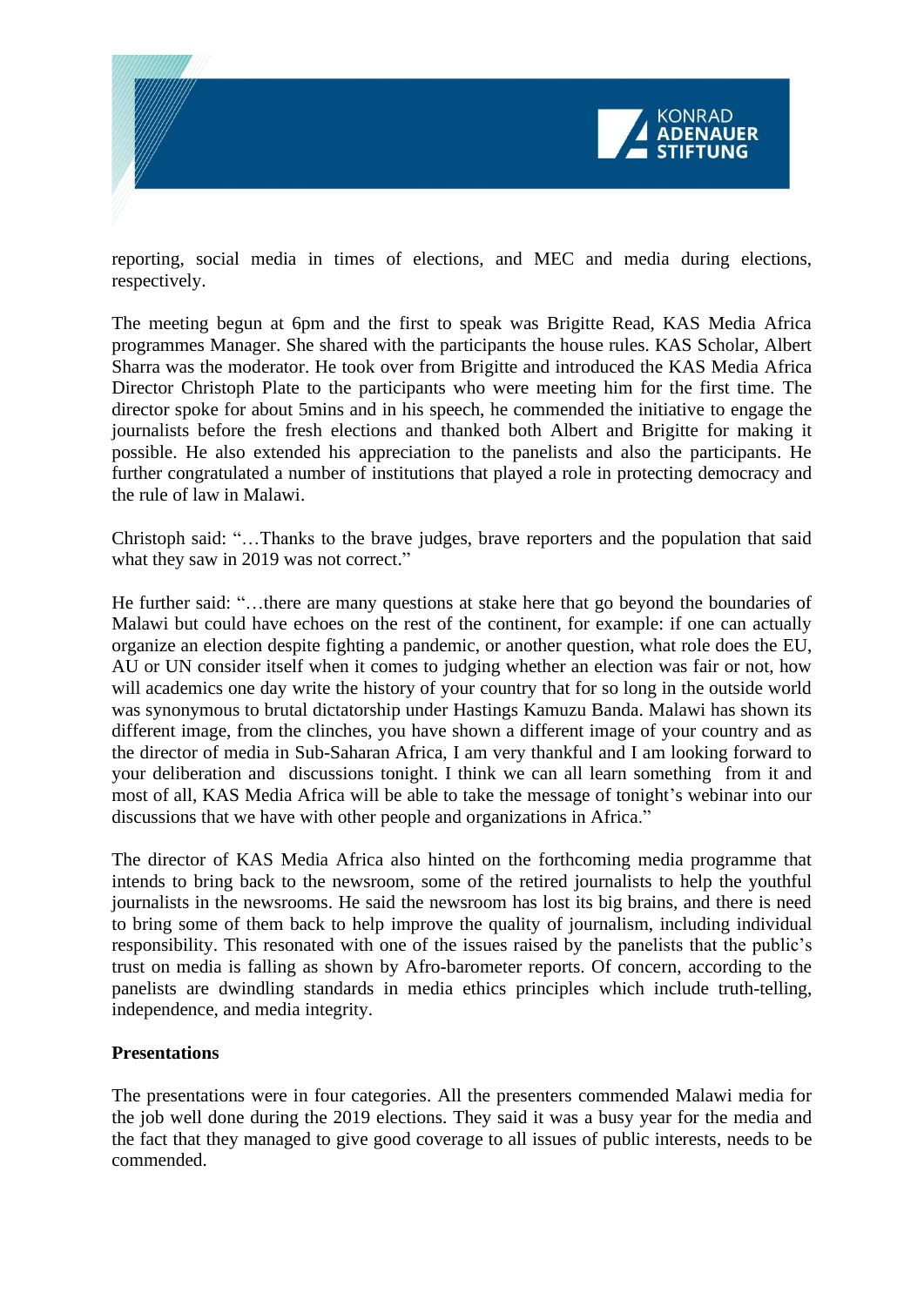reporting, social media in times of elections, and MEC and media during elections, respectively.

The meeting begun at 6pm and the first to speak was Brigitte Read, KAS Media Africa programmes Manager. She shared with the participants the house rules. KAS Scholar, Albert Sharra was the moderator. He took over from Brigitte and introduced the KAS Media Africa Director Christoph Plate to the participants who were meeting him for the first time. The director spoke for about 5mins and in his speech, he commended the initiative to engage the journalists before the fresh elections and thanked both Albert and Brigitte for making it possible. He also extended his appreciation to the panelists and also the participants. He further congratulated a number of institutions that played a role in protecting democracy and the rule of law in Malawi.

Christoph said: "…Thanks to the brave judges, brave reporters and the population that said what they saw in 2019 was not correct."

He further said: "…there are many questions at stake here that go beyond the boundaries of Malawi but could have echoes on the rest of the continent, for example: if one can actually organize an election despite fighting a pandemic, or another question, what role does the EU, AU or UN consider itself when it comes to judging whether an election was fair or not, how will academics one day write the history of your country that for so long in the outside world was synonymous to brutal dictatorship under Hastings Kamuzu Banda. Malawi has shown its different image, from the clinches, you have shown a different image of your country and as the director of media in Sub-Saharan Africa, I am very thankful and I am looking forward to your deliberation and discussions tonight. I think we can all learn something from it and most of all, KAS Media Africa will be able to take the message of tonight's webinar into our discussions that we have with other people and organizations in Africa."

The director of KAS Media Africa also hinted on the forthcoming media programme that intends to bring back to the newsroom, some of the retired journalists to help the youthful journalists in the newsrooms. He said the newsroom has lost its big brains, and there is need to bring some of them back to help improve the quality of journalism, including individual responsibility. This resonated with one of the issues raised by the panelists that the public's trust on media is falling as shown by Afro-barometer reports. Of concern, according to the panelists are dwindling standards in media ethics principles which include truth-telling, independence, and media integrity.

**Presentations**

The presentations were in four categories. All the presenters commended Malawi media for the job well done during the 2019 elections. They said it was a busy year for the media and the fact that they managed to give good coverage to all issues of public interests, needs to be commended.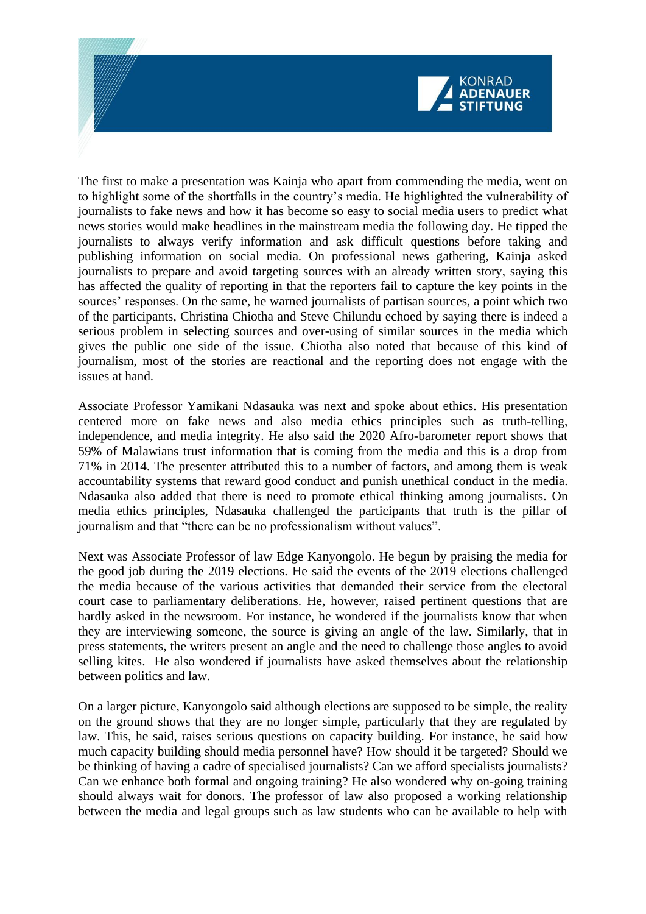The first to make a presentation was Kainja who apart from commending the media, went on to highlight some of the shortfalls in the country's media. He highlighted the vulnerability of journalists to fake news and how it has become so easy to social media users to predict what news stories would make headlines in the mainstream media the following day. He tipped the journalists to always verify information and ask difficult questions before taking and publishing information on social media. On professional news gathering, Kainja asked journalists to prepare and avoid targeting sources with an already written story, saying this has affected the quality of reporting in that the reporters fail to capture the key points in the sources' responses. On the same, he warned journalists of partisan sources, a point which two of the participants, Christina Chiotha and Steve Chilundu echoed by saying there is indeed a serious problem in selecting sources and over-using of similar sources in the media which gives the public one side of the issue. Chiotha also noted that because of this kind of journalism, most of the stories are reactional and the reporting does not engage with the issues at hand.

Associate Professor Yamikani Ndasauka was next and spoke about ethics. His presentation centered more on fake news and also media ethics principles such as truth-telling, independence, and media integrity. He also said the 2020 Afro-barometer report shows that 59% of Malawians trust information that is coming from the media and this is a drop from 71% in 2014. The presenter attributed this to a number of factors, and among them is weak accountability systems that reward good conduct and punish unethical conduct in the media. Ndasauka also added that there is need to promote ethical thinking among journalists. On media ethics principles, Ndasauka challenged the participants that truth is the pillar of journalism and that "there can be no professionalism without values".

Next was Associate Professor of law Edge Kanyongolo. He begun by praising the media for the good job during the 2019 elections. He said the events of the 2019 elections challenged the media because of the various activities that demanded their service from the electoral court case to parliamentary deliberations. He, however, raised pertinent questions that are hardly asked in the newsroom. For instance, he wondered if the journalists know that when they are interviewing someone, the source is giving an angle of the law. Similarly, that in press statements, the writers present an angle and the need to challenge those angles to avoid selling kites. He also wondered if journalists have asked themselves about the relationship between politics and law.

On a larger picture, Kanyongolo said although elections are supposed to be simple, the reality on the ground shows that they are no longer simple, particularly that they are regulated by law. This, he said, raises serious questions on capacity building. For instance, he said how much capacity building should media personnel have? How should it be targeted? Should we be thinking of having a cadre of specialised journalists? Can we afford specialists journalists? Can we enhance both formal and ongoing training? He also wondered why on-going training should always wait for donors. The professor of law also proposed a working relationship between the media and legal groups such as law students who can be available to help with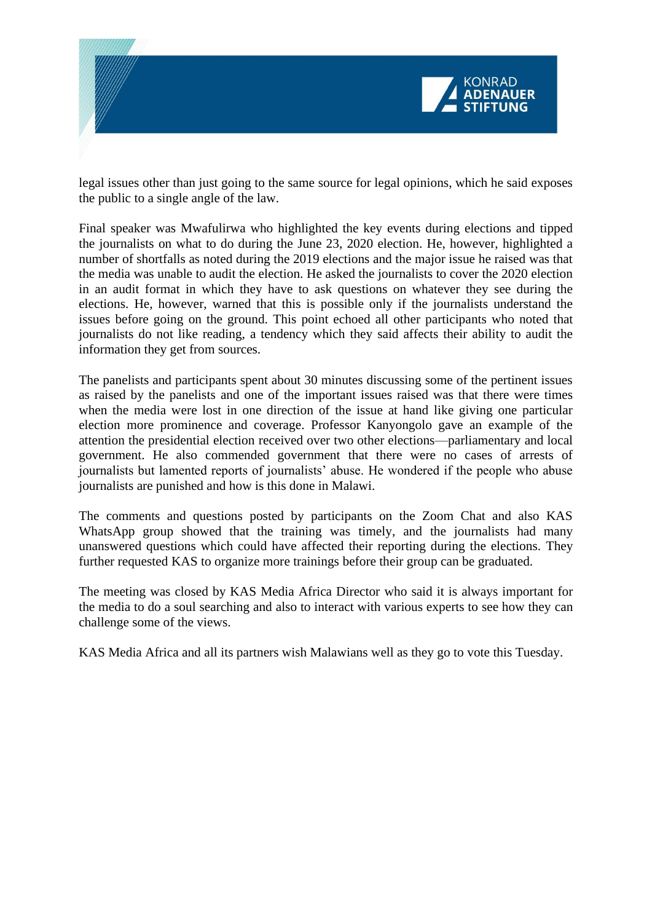legal issues other than just going to the same source for legal opinions, which he said exposes the public to a single angle of the law.

Final speaker was Mwafulirwa who highlighted the key events during elections and tipped the journalists on what to do during the June 23, 2020 election. He, however, highlighted a number of shortfalls as noted during the 2019 elections and the major issue he raised was that the media was unable to audit the election. He asked the journalists to cover the 2020 election in an audit format in which they have to ask questions on whatever they see during the elections. He, however, warned that this is possible only if the journalists understand the issues before going on the ground. This point echoed all other participants who noted that journalists do not like reading, a tendency which they said affects their ability to audit the information they get from sources.

The panelists and participants spent about 30 minutes discussing some of the pertinent issues as raised by the panelists and one of the important issues raised was that there were times when the media were lost in one direction of the issue at hand like giving one particular election more prominence and coverage. Professor Kanyongolo gave an example of the attention the presidential election received over two other elections—parliamentary and local government. He also commended government that there were no cases of arrests of journalists but lamented reports of journalists' abuse. He wondered if the people who abuse journalists are punished and how is this done in Malawi.

The comments and questions posted by participants on the Zoom Chat and also KAS WhatsApp group showed that the training was timely, and the journalists had many unanswered questions which could have affected their reporting during the elections. They further requested KAS to organize more trainings before their group can be graduated.

The meeting was closed by KAS Media Africa Director who said it is always important for the media to do a soul searching and also to interact with various experts to see how they can challenge some of the views.

KAS Media Africa and all its partners wish Malawians well as they go to vote this Tuesday.